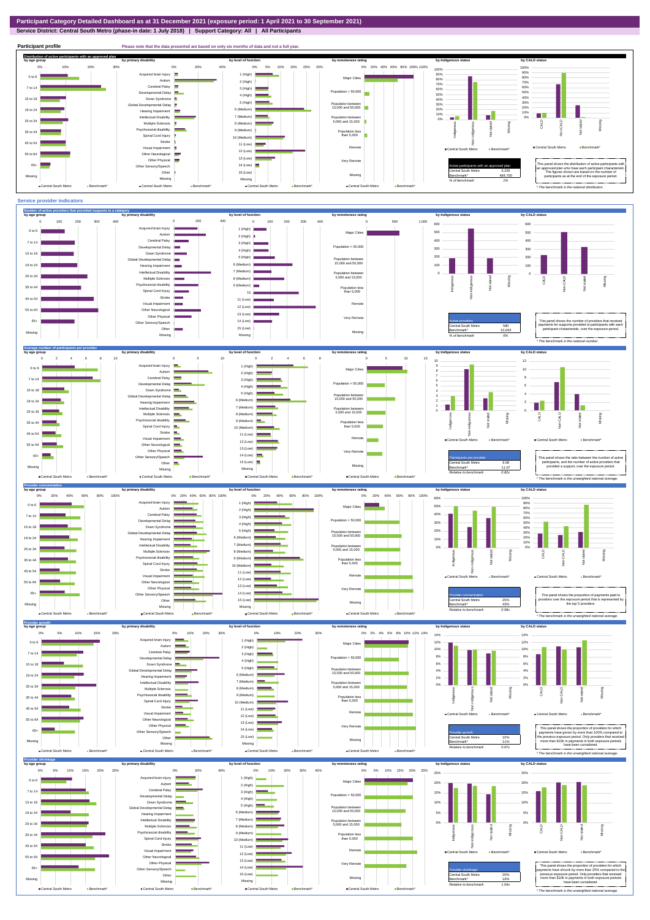# Participant Category Detailed Dashboard as at 31 December 2021 (exposure period: 1 April 2021 to 30 September 2021)

**Service District: Central South Metro (phase-in date: 1 July 2018) | Support Category: All | All Participants**

## Participant profile

Please note that the data presented are based on only six months of data and not a full year.

### Distribution of active participants with an approved plan

by age group: 0 to 6, 7 to 14, 15 to 18, 19 to 24, 25 to 34, 35 to 44, 45 to 54, 55 to 64, 65+, Missing

by primary disability: Acquired brain injury, Autism, Cerebral Palsy, Developmental Delay, Down Syndrome, Global Developmental Delay, Hearing Impairment, Intellectual Disability, Multiple Sclerosis, Psychosocial disability, Spinal Cord Injury, Stroke, Visual Impairment, Other Neurological, Other Physical, Other Sensory/Speech, Other, Missing

by level of function: 1 (High), 2 (High), 3 (High), 4 (High), 5 (High), 6 (Medium), 7 (Medium), 8 (Medium), 9 (Medium), 10 (Medium), 11 (Low), 12 (Low), 13 (Low), 14 (Low), 15 (Low), Missing

by remoteness rating: Major Cities, Population > 50,000, Population between 15,000 and 50,000, Population between 5,000 and 15,000, Population less than 5,000, Remote, Very Remote, Missing

by Indigenous status: Indigenous, Non-indigenous, Not stated, Missing

by CALD status: CALD, Non-CALD, Not stated, Missing

Central South Metro / Benchmark*

| Active participants with an approved plan | |
|---|---|
| Central South Metro | 5,265 |
| Benchmark* | 484,700 |
| % of benchmark | 1% |

This panel shows the distribution of active participants with an approved plan who have each participant characteristic. The figures shown are based on the number of participants as at the end of the exposure period.

*\* The benchmark is the national distribution.*

## Service provider indicators

### Number of active providers that provided supports in a category

| Active providers | |
|---|---|
| Central South Metro | 580 |
| Benchmark* | 10,043 |
| % of benchmark | 6% |

This panel shows the number of providers that received payments for supports provided to participants with each participant characteristic, over the exposure period.

*\* The benchmark is the national number.*

### Average number of participants per provider

| Participants per provider | |
|---|---|
| Central South Metro | 9.08 |
| Benchmark* | 11.07 |
| Relative to benchmark | 0.82x |

This panel shows the ratio between the number of active participants, and the number of active providers that provided a support, over the exposure period.

*\* The benchmark is the unweighted national average.*

### Provider concentration

| Provider concentration | |
|---|---|
| Central South Metro | 25% |
| Benchmark* | 43% |
| Relative to benchmark | 0.58x |

This panel shows the proportion of payments paid to providers over the exposure period that is represented by the top 5 providers.

*\* The benchmark is the unweighted national average.*

### Provider growth

| Provider growth | |
|---|---|
| Central South Metro | 10% |
| Benchmark* | 11% |
| Relative to benchmark | 0.97x |

This panel shows the proportion of providers for which payments have grown by more than 100% compared to the previous exposure period. Only providers that received more than $10k in payments in both exposure periods have been considered.

*\* The benchmark is the unweighted national average.*

### Provider shrinkage

| Provider shrinkage | |
|---|---|
| Central South Metro | 20% |
| Benchmark* | 19% |
| Relative to benchmark | 1.04x |

This panel shows the proportion of providers for which payments have shrunk by more than 25% compared to the previous exposure period. Only providers that received more than $10k in payments in both exposure periods have been considered.

*\* The benchmark is the unweighted national average.*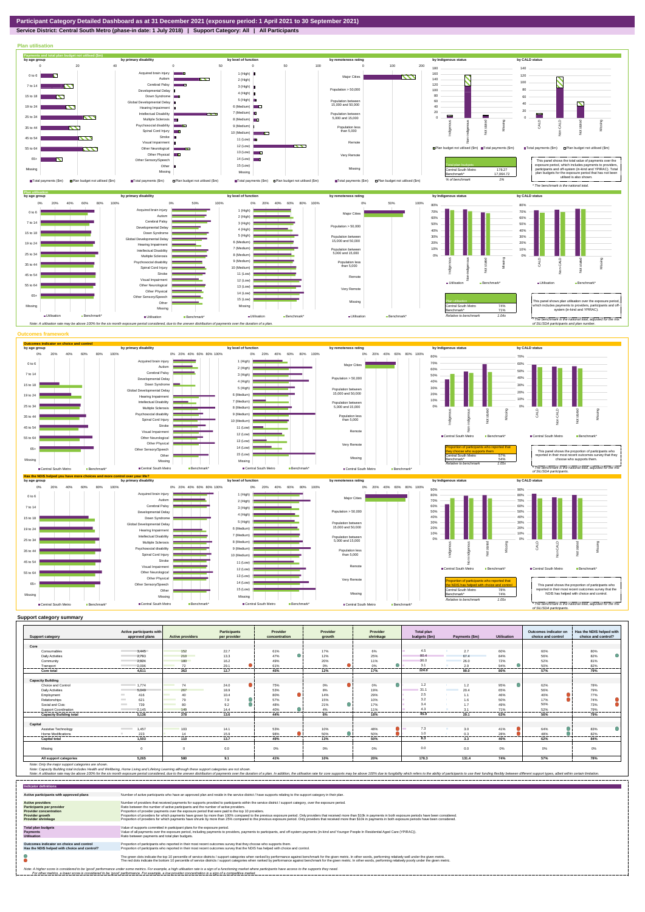# Participant Category Detailed Dashboard as at 31 December 2021 (exposure period: 1 April 2021 to 30 September 2021)

**Service District: Central South Metro (phase-in date: 1 July 2018) | Support Category: All | All Participants**

## Plan utilisation

**Payments and total plan budget not utilised ($m)**

by age group: 0 to 6, 7 to 14, 15 to 18, 19 to 24, 25 to 34, 35 to 44, 45 to 54, 55 to 64, 65+, Missing

by primary disability: Acquired brain injury, Autism, Cerebral Palsy, Developmental Delay, Down Syndrome, Global Developmental Delay, Hearing Impairment, Intellectual Disability, Multiple Sclerosis, Psychosocial disability, Spinal Cord Injury, Stroke, Visual Impairment, Other Neurological, Other Physical, Other Sensory/Speech, Other, Missing

by level of function: 1 (High) to 15 (Low), Missing

by remoteness rating: Major Cities, Population > 50,000, Population between 15,000 and 50,000, Population between 5,000 and 15,000, Population less than 5,000, Remote, Very Remote, Missing

by Indigenous status: Indigenous, Non-indigenous, Not stated, Missing

by CALD status: CALD, Non-CALD, Not stated, Missing

Total payments ($m) | Plan budget not utilised ($m)

| Total plan budgets | |
|---|---|
| Central South Metro | 178.27 |
| Benchmark* | 17,064.72 |
| % of benchmark | 1% |

This panel shows the total value of payments over the exposure period, which includes payments to providers, participants and off-system (in-kind and YPIRAC). Total plan budgets for the exposure period that has not been utilised is also shown.

\* The benchmark is the national total.

**Plan utilisation**

Utilisation | Benchmark*

| Plan utilisation | |
|---|---|
| Central South Metro | 74% |
| Benchmark* | 71% |
| Relative to benchmark | 1.04x |

This panel shows plan utilisation over the exposure period, which includes payments to providers, participants and off-system (in-kind and YPIRAC).

\* The benchmark is the national total, adjusted for the mix of SIL/SDA participants and plan number.

Note: A utilisation rate may be above 100% for the six month exposure period considered, due to the uneven distribution of payments over the duration of a plan.

## Outcomes framework

**Outcomes indicator on choice and control**

Central South Metro | Benchmark*

| Proportion of participants who reported that they choose who supports them | |
|---|---|
| Central South Metro | 57% |
| Benchmark* | 54% |
| Relative to benchmark | 1.05x |

This panel shows the proportion of participants who reported in their most recent outcomes survey that they choose who supports them.

\* The benchmark is the national total, adjusted for the mix of SIL/SDA participants.

**Has the NDIS helped you have more choices and more control over your life?**

| Proportion of participants who reported that the NDIS has helped with choice and control | |
|---|---|
| Central South Metro | 78% |
| Benchmark* | 74% |
| Relative to benchmark | 1.05x |

This panel shows the proportion of participants who reported in their most recent outcomes survey that the NDIS has helped with choice and control.

\* The benchmark is the national total, adjusted for the mix of SIL/SDA participants.

## Support category summary

| Support category | Active participants with approved plans | Active providers | Participants per provider | Provider concentration | Provider growth | Provider shrinkage | Total plan budgets ($m) | Payments ($m) | Utilisation | Outcomes indicator on choice and control | Has the NDIS helped with choice and control? |
|---|---|---|---|---|---|---|---|---|---|---|---|
| **Core** | | | | | | | | | | | |
| Consumables | 3,445 | 152 | 22.7 | 61% | 17% | 6% | 4.5 | 2.7 | 60% | 60% | 80% |
| Daily Activities | 2,793 | 210 | 13.3 | 47% | 12% | 25% | 80.4 | 67.4 | 84% | 56% | 82% |
| Community | 2,924 | 180 | 16.2 | 49% | 20% | 11% | 36.0 | 26.0 | 72% | 52% | 81% |
| Transport | 2,096 | 72 | 29.1 | 61% | 0% | 0% | 3.1 | 2.9 | 94% | 50% | 82% |
| **Core total** | **4,611** | **363** | **12.7** | **45%** | **12%** | **17%** | **124.0** | **99.0** | **80%** | **57%** | **79%** |
| **Capacity Building** | | | | | | | | | | | |
| Choice and Control | 1,774 | 74 | 24.0 | 75% | 0% | 0% | 1.2 | 1.2 | 95% | 62% | 78% |
| Daily Activities | 5,049 | 267 | 18.9 | 53% | 8% | 19% | 31.1 | 20.4 | 65% | 56% | 79% |
| Employment | 416 | 40 | 10.4 | 80% | 14% | 29% | 2.5 | 1.1 | 46% | 40% | 77% |
| Relationships | 621 | 79 | 7.9 | 57% | 15% | 10% | 3.2 | 1.6 | 50% | 17% | 74% |
| Social and Civic | 739 | 80 | 9.2 | 48% | 21% | 17% | 3.4 | 1.7 | 49% | 50% | 73% |
| Support Coordination | 2,145 | 149 | 14.4 | 40% | 4% | 11% | 4.3 | 3.1 | 71% | 52% | 79% |
| **Capacity Building total** | **5,136** | **378** | **13.6** | **44%** | **6%** | **18%** | **46.3** | **29.1** | **63%** | **56%** | **79%** |
| **Capital** | | | | | | | | | | | |
| Assistive Technology | 1,457 | 103 | 14.1 | 53% | 10% | 48% | 7.3 | 3.0 | 41% | 64% | 83% |
| Home Modifications | 223 | 14 | 15.9 | 98% | 50% | 50% | 1.0 | 0.3 | 28% | 48% | 82% |
| **Capital total** | **1,503** | **110** | **13.7** | **49%** | **13%** | **50%** | **8.3** | **3.3** | **40%** | **62%** | **84%** |
| Missing | 0 | 0 | 0.0 | 0% | 0% | 0% | 0.0 | 0.0 | 0% | 0% | 0% |
| **All support categories** | **5,265** | **580** | **9.1** | **41%** | **10%** | **20%** | **178.3** | **131.4** | **74%** | **57%** | **78%** |

Note: Only the major support categories are shown.

Note: Capacity Building total includes Health and Wellbeing, Home Living and Lifelong Learning although these support categories are not shown.

Note: A utilisation rate may be above 100% for the six month exposure period considered, due to the uneven distribution of payments over the duration of a plan. In addition, the utilisation rate for core supports may be above 100% due to fungibility which refers to the ability of participants to use their funding flexibly between different support types, albeit within certain limitation.

## Indicator definitions

| Indicator | Definition |
|---|---|
| Active participants with approved plans | Number of active participants who have an approved plan and reside in the service district / have supports relating to the support category in their plan. |
| Active providers | Number of providers that received payments for supports provided to participants within the service district / support category, over the exposure period. |
| Participants per provider | Ratio between the number of active participants and the number of active providers. |
| Provider concentration | Proportion of provider payments over the exposure period that were paid to the top 10 providers. |
| Provider growth | Proportion of providers for which payments have grown by more than 100% compared to the previous exposure period. Only providers that received more than $10k in payments in both exposure periods have been considered. |
| Provider shrinkage | Proportion of providers for which payments have shrunk by more than 25% compared to the previous exposure period. Only providers that received more than $10k in payments in both exposure periods have been considered. |
| Total plan budgets | Value of supports committed in participant plans for the exposure period. |
| Payments | Value of all payments over the exposure period, including payments to providers, payments to participants, and off-system payments (in-kind and Younger People In Residential Aged Care (YPIRAC)). |
| Utilisation | Ratio between payments and total plan budgets. |
| Outcomes indicator on choice and control | Proportion of participants who reported in their most recent outcomes survey that they choose who supports them. |
| Has the NDIS helped with choice and control? | Proportion of participants who reported in their most recent outcomes survey that the NDIS has helped with choice and control. |

The green dots indicate the top 10 percentile of service districts / support categories when ranked by performance against benchmark for the given metric. In other words, performing relatively well under the given metric.
The red dots indicate the bottom 10 percentile of service districts / support categories when ranked by performance against benchmark for the given metric. In other words, performing relatively poorly under the given metric.

Note: A higher score is considered to be 'good' performance under some metrics. For example, a high utilisation rate is a sign of a functioning market where participants have access to the supports they need.
For other metrics, a lower score is considered to be 'good' performance. For example, a low provider concentration is a sign of a competitive market.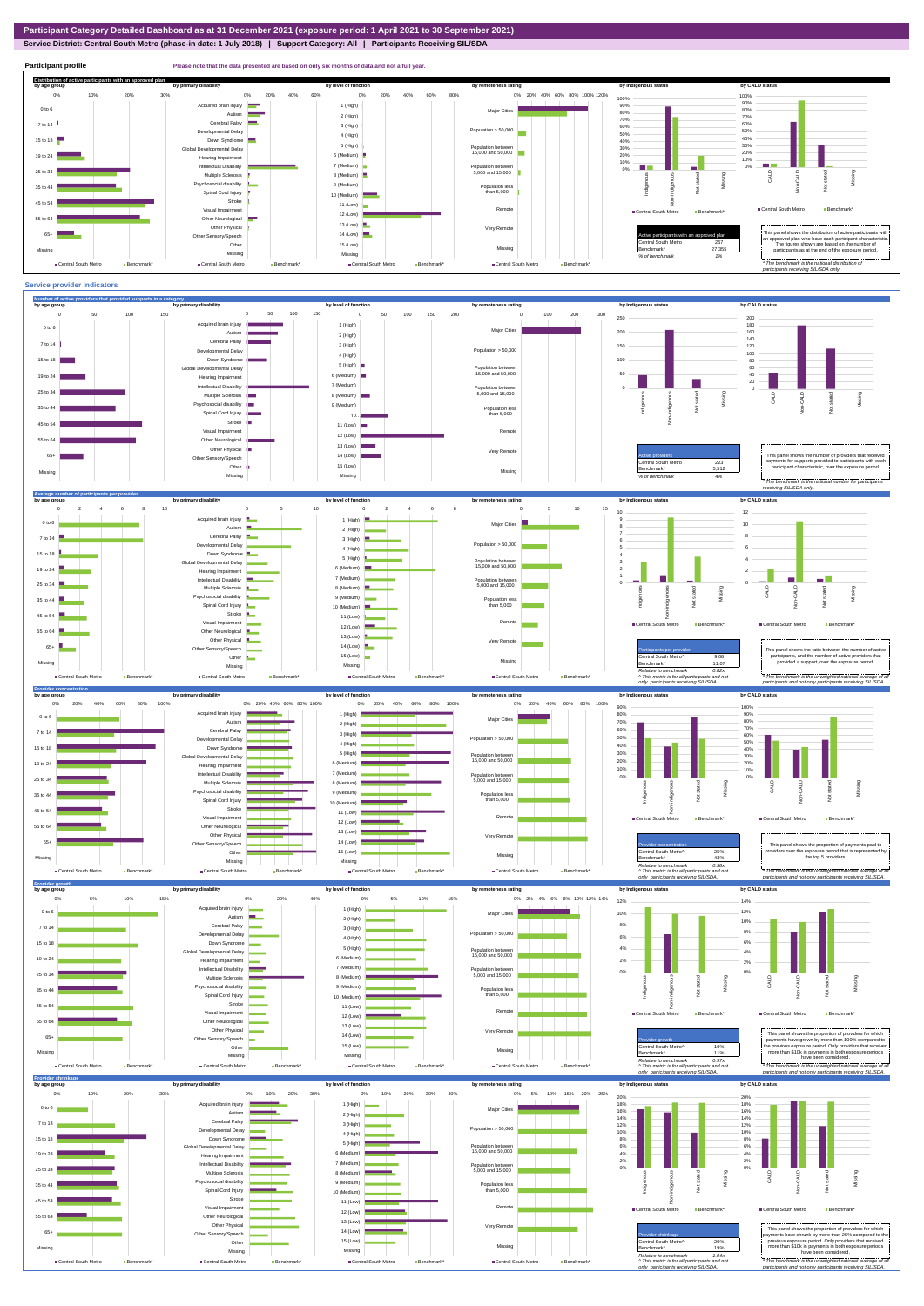# Participant Category Detailed Dashboard as at 31 December 2021 (exposure period: 1 April 2021 to 30 September 2021)

**Service District: Central South Metro (phase-in date: 1 July 2018) | Support Category: All | Participants Receiving SIL/SDA**

## Participant profile

Please note that the data presented are based on only six months of data and not a full year.

### Distribution of active participants with an approved plan

by age group: 0 to 6, 7 to 14, 15 to 18, 19 to 24, 25 to 34, 35 to 44, 45 to 54, 55 to 64, 65+, Missing

by primary disability: Acquired brain injury, Autism, Cerebral Palsy, Developmental Delay, Down Syndrome, Global Developmental Delay, Hearing Impairment, Intellectual Disability, Multiple Sclerosis, Psychosocial disability, Spinal Cord Injury, Stroke, Visual Impairment, Other Neurological, Other Physical, Other Sensory/Speech, Other, Missing

by level of function: 1 (High), 2 (High), 3 (High), 4 (High), 5 (High), 6 (Medium), 7 (Medium), 8 (Medium), 9 (Medium), 10 (Medium), 11 (Low), 12 (Low), 13 (Low), 14 (Low), 15 (Low), Missing

by remoteness rating: Major Cities, Population > 50,000, Population between 15,000 and 50,000, Population between 5,000 and 15,000, Population less than 5,000, Remote, Very Remote, Missing

by Indigenous status: Indigenous, Non-indigenous, Not stated, Missing

by CALD status: CALD, Non-CALD, Not stated, Missing

| Active participants with an approved plan | |
|---|---|
| Central South Metro | 257 |
| Benchmark* | 27,355 |
| % of benchmark | 1% |

This panel shows the distribution of active participants with an approved plan who have each participant characteristic. The figures shown are based on the number of participants as at the end of the exposure period.

\* The benchmark is the national distribution of participants receiving SIL/SDA only.

## Service provider indicators

### Number of active providers that provided supports in a category

| Active providers | |
|---|---|
| Central South Metro | 223 |
| Benchmark* | 5,512 |
| % of benchmark | 4% |

This panel shows the number of providers that received payments for supports provided to participants with each participant characteristic, over the exposure period.

\* The benchmark is the national number for participants receiving SIL/SDA only.

### Average number of participants per provider

| Participants per provider | |
|---|---|
| Central South Metro^ | 9.08 |
| Benchmark* | 11.07 |
| Relative to benchmark | 0.82x |

^ This metric is for all participants and not only participants receiving SIL/SDA.

This panel shows the ratio between the number of active participants, and the number of active providers that provided a support, over the exposure period.

\* The benchmark is the unweighted national average of all participants and not only participants receiving SIL/SDA.

### Provider concentration

| Provider concentration | |
|---|---|
| Central South Metro^ | 25% |
| Benchmark* | 43% |
| Relative to benchmark | 0.58x |

^ This metric is for all participants and not only participants receiving SIL/SDA.

This panel shows the proportion of payments paid to providers over the exposure period that is represented by the top 5 providers.

\* The benchmark is the unweighted national average of all participants and not only participants receiving SIL/SDA.

### Provider growth

| Provider growth | |
|---|---|
| Central South Metro^ | 10% |
| Benchmark* | 11% |
| Relative to benchmark | 0.87x |

^ This metric is for all participants and not only participants receiving SIL/SDA.

This panel shows the proportion of providers for which payments have grown by more than 100% compared to the previous exposure period. Only providers that received more than $10k in payments in both exposure periods have been considered.

\* The benchmark is the unweighted national average of all participants and not only participants receiving SIL/SDA.

### Provider shrinkage

| Provider shrinkage | |
|---|---|
| Central South Metro^ | 20% |
| Benchmark* | 19% |
| Relative to benchmark | 1.04x |

^ This metric is for all participants and not only participants receiving SIL/SDA.

This panel shows the proportion of providers for which payments have shrunk by more than 25% compared to the previous exposure period. Only providers that received more than $10k in payments in both exposure periods have been considered.

\* The benchmark is the unweighted national average of all participants and not only participants receiving SIL/SDA.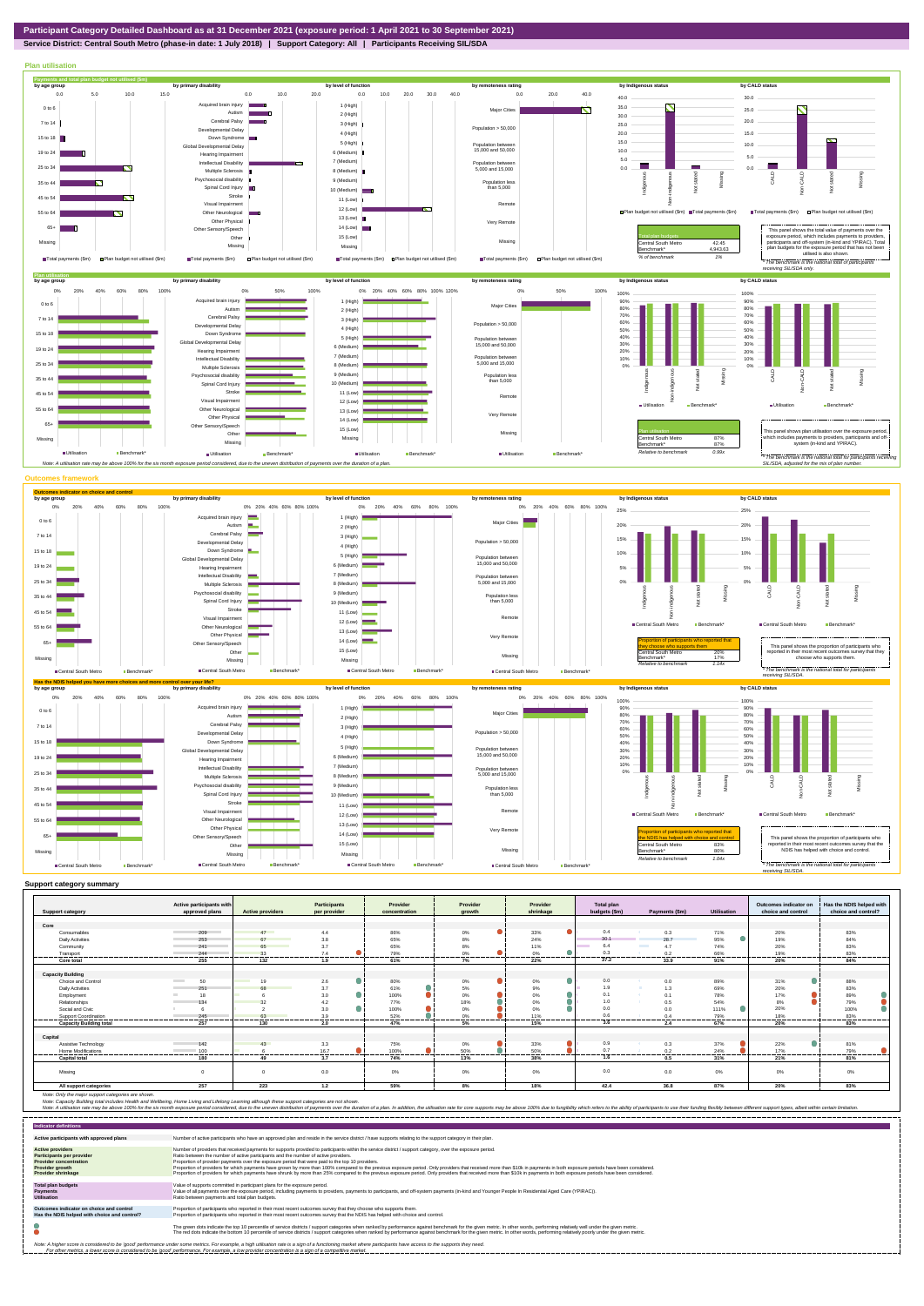# Participant Category Detailed Dashboard as at 31 December 2021 (exposure period: 1 April 2021 to 30 September 2021)

**Service District: Central South Metro (phase-in date: 1 July 2018) | Support Category: All | Participants Receiving SIL/SDA**

## Plan utilisation

**Payments and total plan budget not utilised ($m)**

by age group | by primary disability | by level of function | by remoteness rating | by Indigenous status | by CALD status

Total payments ($m) | Plan budget not utilised ($m)

| Total plan budgets | |
|---|---|
| Central South Metro | 42.45 |
| Benchmark* | 4,943.63 |
| % of benchmark | 1% |

This panel shows the total value of payments over the exposure period, which includes payments to providers, participants and off-system (in-kind and YPIRAC). Total plan budgets for the exposure period that has not been utilised is also shown.

*The benchmark is the national total for participants receiving SIL/SDA only.

**Plan utilisation**

Utilisation | Benchmark*

| Plan utilisation | |
|---|---|
| Central South Metro | 87% |
| Benchmark* | 87% |
| Relative to benchmark | 0.99x |

This panel shows plan utilisation over the exposure period, which includes payments to providers, participants and off-system (in-kind and YPIRAC).

*The benchmark is the national total for participants receiving SIL/SDA, adjusted for the mix of plan number.

Note: A utilisation rate may be above 100% for the six month exposure period considered, due to the uneven distribution of payments over the duration of a plan.

## Outcomes framework

**Outcomes indicator on choice and control**

Central South Metro | Benchmark*

| Proportion of participants who reported that they choose who supports them | |
|---|---|
| Central South Metro | 20% |
| Benchmark* | 17% |
| Relative to benchmark | 1.14x |

This panel shows the proportion of participants who reported in their most recent outcomes survey that they choose who supports them.

*The benchmark is the national total for participants receiving SIL/SDA.

**Has the NDIS helped you have more choices and more control over your life?**

| Proportion of participants who reported that the NDIS has helped with choice and control | |
|---|---|
| Central South Metro | 83% |
| Benchmark* | 80% |
| Relative to benchmark | 1.04x |

This panel shows the proportion of participants who reported in their most recent outcomes survey that the NDIS has helped with choice and control.

*The benchmark is the national total for participants receiving SIL/SDA.

## Support category summary

| Support category | Active participants with approved plans | Active providers | Participants per provider | Provider concentration | Provider growth | Provider shrinkage | Total plan budgets ($m) | Payments ($m) | Utilisation | Outcomes indicator on choice and control | Has the NDIS helped with choice and control? |
|---|---|---|---|---|---|---|---|---|---|---|---|
| **Core** | | | | | | | | | | | |
| Consumables | 209 | 47 | 4.4 | 86% | 0% | 33% | 0.4 | 0.3 | 71% | 20% | 83% |
| Daily Activities | 253 | 67 | 3.8 | 65% | 8% | 24% | 30.1 | 28.7 | 95% | 19% | 84% |
| Community | 241 | 65 | 3.7 | 65% | 8% | 11% | 6.4 | 4.7 | 74% | 20% | 83% |
| Transport | 244 | 33 | 7.4 | 79% | 0% | 0% | 0.3 | 0.2 | 66% | 19% | 83% |
| **Core total** | **255** | **132** | **1.9** | **61%** | **7%** | **22%** | **37.2** | **33.9** | **91%** | **20%** | **84%** |
| **Capacity Building** | | | | | | | | | | | |
| Choice and Control | 50 | 19 | 2.6 | 80% | 0% | 0% | 0.0 | 0.0 | 89% | 31% | 88% |
| Daily Activities | 251 | 68 | 3.7 | 61% | 5% | 9% | 1.9 | 1.3 | 69% | 20% | 83% |
| Employment | 18 | 6 | 3.0 | 100% | 0% | 0% | 0.1 | 0.1 | 78% | 17% | 89% |
| Relationships | 134 | 32 | 4.2 | 77% | 18% | 0% | 1.0 | 0.5 | 54% | 8% | 79% |
| Social and Civic | 6 | 2 | 3.0 | 100% | 0% | 0% | 0.0 | 0.0 | 111% | 20% | 100% |
| Support Coordination | 245 | 63 | 3.9 | 52% | 0% | 11% | 0.6 | 0.4 | 79% | 18% | 83% |
| **Capacity Building total** | **257** | **130** | **2.0** | **47%** | **5%** | **15%** | **3.6** | **2.4** | **67%** | **20%** | **83%** |
| **Capital** | | | | | | | | | | | |
| Assistive Technology | 142 | 43 | 3.3 | 75% | 0% | 33% | 0.9 | 0.3 | 37% | 22% | 81% |
| Home Modifications | 100 | 6 | 16.7 | 100% | 50% | 50% | 0.7 | 0.2 | 24% | 17% | 79% |
| **Capital total** | **180** | **49** | **3.7** | **74%** | **13%** | **30%** | **1.6** | **0.5** | **31%** | **21%** | **81%** |
| Missing | 0 | 0 | 0.0 | 0% | 0% | 0% | 0.0 | 0.0 | 0% | 0% | 0% |
| **All support categories** | **257** | **223** | **1.2** | **59%** | **8%** | **18%** | **42.4** | **36.8** | **87%** | **20%** | **83%** |

Note: Only the major support categories are shown.

Note: Capacity Building total includes Health and Wellbeing, Home Living and Lifelong Learning although these support categories are not shown.

Note: A utilisation rate may be above 100% for the six month exposure period considered, due to the uneven distribution of payments over the duration of a plan. In addition, the utilisation rate for core supports may be above 100% due to fungibility which refers to the ability of participants to use their funding flexibly between different support types, albeit within certain limitation.

## Indicator definitions

| | |
|---|---|
| **Active participants with approved plans** | Number of active participants who have an approved plan and reside in the service district / have supports relating to the support category in their plan. |
| **Active providers** | Number of providers that received payments for supports provided to participants within the service district / support category, over the exposure period. |
| **Participants per provider** | Ratio between the number of active participants and the number of active providers. |
| **Provider concentration** | Proportion of provider payments over the exposure period that were paid to the top 10 providers. |
| **Provider growth** | Proportion of providers for which payments have grown by more than 100% compared to the previous exposure period. Only providers that received more than $10k in payments in both exposure periods have been considered. |
| **Provider shrinkage** | Proportion of providers for which payments have shrunk by more than 25% compared to the previous exposure period. Only providers that received more than $10k in payments in both exposure periods have been considered. |
| **Total plan budgets** | Value of supports committed in participant plans for the exposure period. |
| **Payments** | Value of all payments over the exposure period, including payments to providers, payments to participants, and off-system payments (in-kind and Younger People In Residential Aged Care (YPIRAC)). |
| **Utilisation** | Ratio between payments and total plan budgets. |
| **Outcomes indicator on choice and control** | Proportion of participants who reported in their most recent outcomes survey that they choose who supports them. |
| **Has the NDIS helped with choice and control?** | Proportion of participants who reported in their most recent outcomes survey that the NDIS has helped with choice and control. |

The green dots indicate the top 10 percentile of service districts / support categories when ranked by performance against benchmark for the given metric. In other words, performing relatively well under the given metric.

The red dots indicate the bottom 10 percentile of service districts / support categories when ranked by performance against benchmark for the given metric. In other words, performing relatively poorly under the given metric.

Note: A higher score is considered to be 'good' performance under some metrics. For example, a high utilisation rate is a sign of a functioning market where participants have access to the supports they need.
For other metrics, a lower score is considered to be 'good' performance. For example, a low provider concentration is a sign of a competitive market.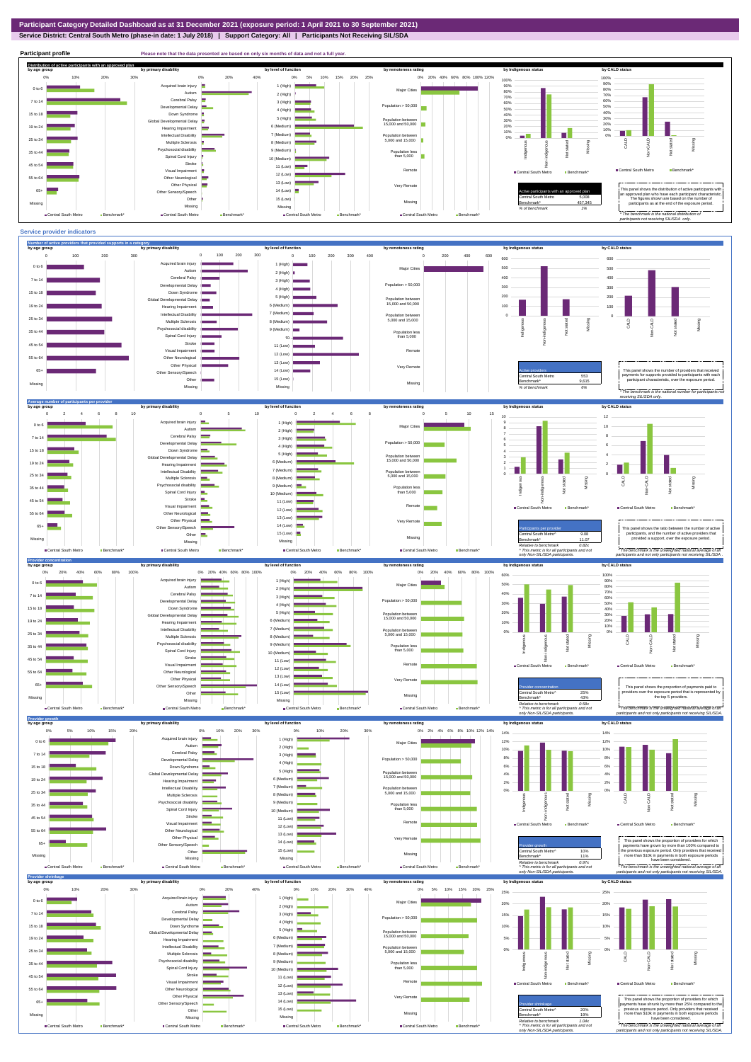**Participant Category Detailed Dashboard as at 31 December 2021 (exposure period: 1 April 2021 to 30 September 2021)**

**Service District: Central South Metro (phase-in date: 1 July 2018) | Support Category: All | Participants Not Receiving SIL/SDA**

## Participant profile

Please note that the data presented are based on only six months of data and not a full year.

### Distribution of active participants with an approved plan

by age group: 0 to 6, 7 to 14, 15 to 18, 19 to 24, 25 to 34, 35 to 44, 45 to 54, 55 to 64, 65+, Missing

by primary disability: Acquired brain injury, Autism, Cerebral Palsy, Developmental Delay, Down Syndrome, Global Developmental Delay, Hearing Impairment, Intellectual Disability, Multiple Sclerosis, Psychosocial disability, Spinal Cord Injury, Stroke, Visual Impairment, Other Neurological, Other Physical, Other Sensory/Speech, Other, Missing

by level of function: 1 (High), 2 (High), 3 (High), 4 (High), 5 (High), 6 (Medium), 7 (Medium), 8 (Medium), 9 (Medium), 10 (Medium), 11 (Low), 12 (Low), 13 (Low), 14 (Low), 15 (Low), Missing

by remoteness rating: Major Cities, Population > 50,000, Population between 15,000 and 50,000, Population between 5,000 and 15,000, Population less than 5,000, Remote, Very Remote, Missing

by Indigenous status: Indigenous, Non-indigenous, Not stated, Missing

by CALD status: CALD, Non-CALD, Not stated, Missing

Central South Metro | Benchmark*

| Active participants with an approved plan | |
|---|---|
| Central South Metro | 5,008 |
| Benchmark* | 457,345 |
| % of benchmark | 1% |

This panel shows the distribution of active participants with an approved plan who have each participant characteristic. The figures shown are based on the number of participants as at the end of the exposure period.

* The benchmark is the national distribution of participants not receiving SIL/SDA only.

## Service provider indicators

### Number of active providers that provided supports in a category

| Active providers | |
|---|---|
| Central South Metro | 553 |
| Benchmark* | 9,615 |
| % of benchmark | 6% |

This panel shows the number of providers that received payments for supports provided to participants with each participant characteristic, over the exposure period.

* The benchmark is the national number for participants not receiving SIL/SDA only.

### Average number of participants per provider

| Participants per provider | |
|---|---|
| Central South Metro^ | 9.08 |
| Benchmark* | 11.07 |
| Relative to benchmark | 0.82x |

^ This metric is for all participants and not only Non-SIL/SDA participants.

This panel shows the ratio between the number of active participants and the number of active providers that provided a support, over the exposure period.

* The benchmark is the unweighted national average of all participants and not only participants not receiving SIL/SDA.

### Provider concentration

| Provider concentration | |
|---|---|
| Central South Metro^ | 25% |
| Benchmark* | 43% |
| Relative to benchmark | 0.58x |

^ This metric is for all participants and not only Non-SIL/SDA participants.

This panel shows the proportion of payments paid to providers over the exposure period that is represented by the top 5 providers.

* The benchmark is the unweighted national average of all participants and not only participants not receiving SIL/SDA.

### Provider growth

| Provider growth | |
|---|---|
| Central South Metro^ | 10% |
| Benchmark* | 11% |
| Relative to benchmark | 0.94x |

^ This metric is for all participants and not only Non-SIL/SDA participants.

This panel shows the proportion of providers for which payments have grown by more than 100% compared to the previous exposure period. Only providers that received more than $10k in payments in both exposure periods have been considered.

* The benchmark is the unweighted national average of all participants and not only participants not receiving SIL/SDA.

### Provider shrinkage

| Provider shrinkage | |
|---|---|
| Central South Metro^ | 20% |
| Benchmark* | 19% |
| Relative to benchmark | 1.04x |

^ This metric is for all participants and not only Non-SIL/SDA participants.

This panel shows the proportion of providers for which payments have shrunk by more than 25% compared to the previous exposure period. Only providers that received more than $10k in payments in both exposure periods have been considered.

* The benchmark is the unweighted national average of all participants and not only participants not receiving SIL/SDA.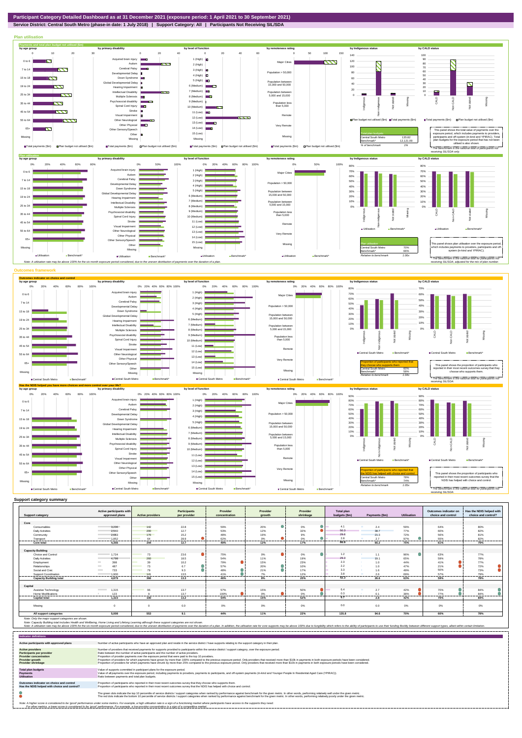**Participant Category Detailed Dashboard as at 31 December 2021 (exposure period: 1 April 2021 to 30 September 2021)**

**Service District: Central South Metro (phase-in date: 1 July 2018) | Support Category: All | Participants Not Receiving SIL/SDA**

## Plan utilisation

**Payments and total plan budget not utilised ($m)**

by age group: 0 to 6, 7 to 14, 15 to 18, 19 to 24, 25 to 34, 35 to 44, 45 to 54, 55 to 64, 65+, Missing — Total payments ($m), Plan budget not utilised ($m)

by primary disability: Acquired brain injury, Autism, Cerebral Palsy, Developmental Delay, Down Syndrome, Global Developmental Delay, Hearing Impairment, Intellectual Disability, Multiple Sclerosis, Psychosocial disability, Spinal Cord Injury, Stroke, Visual Impairment, Other Neurological, Other Physical, Other Sensory/Speech, Other, Missing

by level of function: 1 (High) to 15 (Low), Missing

by remoteness rating: Major Cities, Population > 50,000, Population between 15,000 and 50,000, Population between 5,000 and 15,000, Population less than 5,000, Remote, Very Remote, Missing

by Indigenous status: Indigenous, Non-indigenous, Not stated, Missing

by CALD status: CALD, Non-CALD, Not stated, Missing

| Total plan budgets | |
|---|---|
| Central South Metro | 135.82 |
| Benchmark* | 12,121.09 |
| % of benchmark | 1% |

This panel shows the total value of payments over the exposure period, which includes payments to providers, participants and off-system (in-kind and YPIRAC). Total plan budgets for the exposure period that has not been utilised is also shown.

*The benchmark is the national total for participants not receiving SIL/SDA only.

**Plan utilisation**

| Plan utilisation | |
|---|---|
| Central South Metro | 70% |
| Benchmark* | 66% |
| Relative to benchmark | 1.06x |

This panel shows plan utilisation over the exposure period, which includes payments to providers, participants and off-system (in-kind and YPIRAC).

*The benchmark is the national total for participants not receiving SIL/SDA, adjusted for the mix of plan number.

Note: A utilisation rate may be above 100% for the six month exposure period considered, due to the uneven distribution of payments over the duration of a plan.

## Outcomes framework

**Outcomes indicator on choice and control**

| Proportion of participants who reported that they choose who supports them | |
|---|---|
| Central South Metro | 60% |
| Benchmark* | 58% |
| Relative to benchmark | 1.04x |

This panel shows the proportion of participants who reported in their most recent outcomes survey that they choose who supports them.

*The benchmark is the national total for participants not receiving SIL/SDA.

**Has the NDIS helped you have more choices and more control over your life?**

| Proportion of participants who reported that the NDIS has helped with choice and control | |
|---|---|
| Central South Metro | 78% |
| Benchmark* | 74% |
| Relative to benchmark | 1.05x |

This panel shows the proportion of participants who reported in their most recent outcomes survey that the NDIS has helped with choice and control.

*The benchmark is the national total for participants not receiving SIL/SDA.

## Support category summary

| Support category | Active participants with approved plans | Active providers | Participants per provider | Provider concentration | Provider growth | Provider shrinkage | Total plan budgets ($m) | Payments ($m) | Utilisation | Outcomes indicator on choice and control | Has the NDIS helped with choice and control? |
|---|---|---|---|---|---|---|---|---|---|---|---|
| **Core** | | | | | | | | | | | |
| Consumables | 3,236 | 142 | 22.8 | 59% | 20% | 0% | 4.1 | 2.4 | 59% | 64% | 80% |
| Daily Activities | 2,540 | 200 | 12.7 | 53% | 12% | 32% | 50.3 | 38.7 | 77% | 60% | 82% |
| Community | 2,683 | 176 | 15.2 | 48% | 19% | 9% | 29.6 | 21.3 | 72% | 56% | 81% |
| Transport | 1,852 | 64 | 28.9 | 62% | 0% | 0% | 2.8 | 2.7 | 97% | 55% | 82% |
| **Core total** | **4,356** | **344** | **12.7** | **49%** | **12%** | **17%** | **86.8** | **65.2** | **75%** | **61%** | **79%** |
| **Capacity Building** | | | | | | | | | | | |
| Choice and Control | 1,724 | 73 | 23.6 | 75% | 0% | 0% | 1.2 | 1.1 | 96% | 63% | 77% |
| Daily Activities | 4,798 | 260 | 18.5 | 54% | 11% | 19% | 29.3 | 19.1 | 65% | 59% | 78% |
| Employment | 398 | 39 | 10.2 | 79% | 15% | 23% | 2.3 | 1.0 | 44% | 41% | 77% |
| Relationships | 487 | 73 | 6.7 | 57% | 20% | 10% | 2.2 | 1.0 | 47% | 21% | 72% |
| Social and Civic | 733 | 79 | 9.3 | 48% | 21% | 17% | 3.3 | 1.6 | 49% | 50% | 73% |
| Support Coordination | 1,900 | 141 | 13.5 | 41% | 7% | 12% | 3.8 | 2.6 | 69% | 57% | 79% |
| **Capacity Building total** | **4,879** | **366** | **13.3** | **46%** | **8%** | **20%** | **42.3** | **26.6** | **63%** | **59%** | **78%** |
| **Capital** | | | | | | | | | | | |
| Assistive Technology | 1,315 | 96 | 13.7 | 57% | 15% | 50% | 6.4 | 2.7 | 42% | 70% | 84% |
| Home Modifications | 123 | 9 | 13.7 | 100% | 0% | 0% | 0.3 | 0.1 | 38% | 77% | 84% |
| **Capital total** | **1,323** | **100** | **13.2** | **54%** | **15%** | **52%** | **6.7** | **2.8** | **42%** | **70%** | **84%** |
| Missing | 0 | 0 | 0.0 | 0% | 0% | 0% | 0.0 | 0.0 | 0% | 0% | 0% |
| **All support categories** | **5,008** | **553** | **9.1** | **44%** | **11%** | **22%** | **135.8** | **94.6** | **70%** | **60%** | **78%** |

Note: Only the major support categories are shown.

Note: Capacity Building total includes Health and Wellbeing, Home Living and Lifelong Learning although these support categories are not shown.

Note: A utilisation rate may be above 100% for the six month exposure period considered, due to the uneven distribution of payments over the duration of a plan. In addition, the utilisation rate for core supports may be above 100% due to fungibility which refers to the ability of participants to use their funding flexibly between different support types, albeit within certain limitation.

## Indicator definitions

| Indicator | Definition |
|---|---|
| Active participants with approved plans | Number of active participants who have an approved plan and reside in the service district / have supports relating to the support category in their plan. |
| Active providers | Number of providers that received payments for supports provided to participants within the service district / support category, over the exposure period. |
| Participants per provider | Ratio between the number of active participants and the number of active providers. |
| Provider concentration | Proportion of provider payments over the exposure period that were paid to the top 10 providers. |
| Provider growth | Proportion of providers for which payments have grown by more than 100% compared to the previous exposure period. Only providers that received more than $10k in payments in both exposure periods have been considered. |
| Provider shrinkage | Proportion of providers for which payments have shrunk by more than 25% compared to the previous exposure period. Only providers that received more than $10k in payments in both exposure periods have been considered. |
| Total plan budgets | Value of supports committed in participant plans for the exposure period. |
| Payments | Value of all payments over the exposure period, including payments to providers, payments to participants, and off-system payments (in-kind and Younger People In Residential Aged Care (YPIRAC)). |
| Utilisation | Ratio between payments and total plan budgets. |
| Outcomes indicator on choice and control | Proportion of participants who reported in their most recent outcomes survey that they choose who supports them. |
| Has the NDIS helped with choice and control? | Proportion of participants who reported in their most recent outcomes survey that the NDIS has helped with choice and control. |

The green dots indicate the top 10 percentile of service districts / support categories when ranked by performance against benchmark for the given metric. In other words, performing relatively well under the given metric.

The red dots indicate the bottom 10 percentile of service districts / support categories when ranked by performance against benchmark for the given metric. In other words, performing relatively poorly under the given metric.

Note: A higher score is considered to be 'good' performance under some metrics. For example, a high utilisation rate is a sign of a functioning market where participants have access to the supports they need.
For other metrics, a lower score is considered to be 'good' performance. For example, a low provider concentration is a sign of a competitive market.